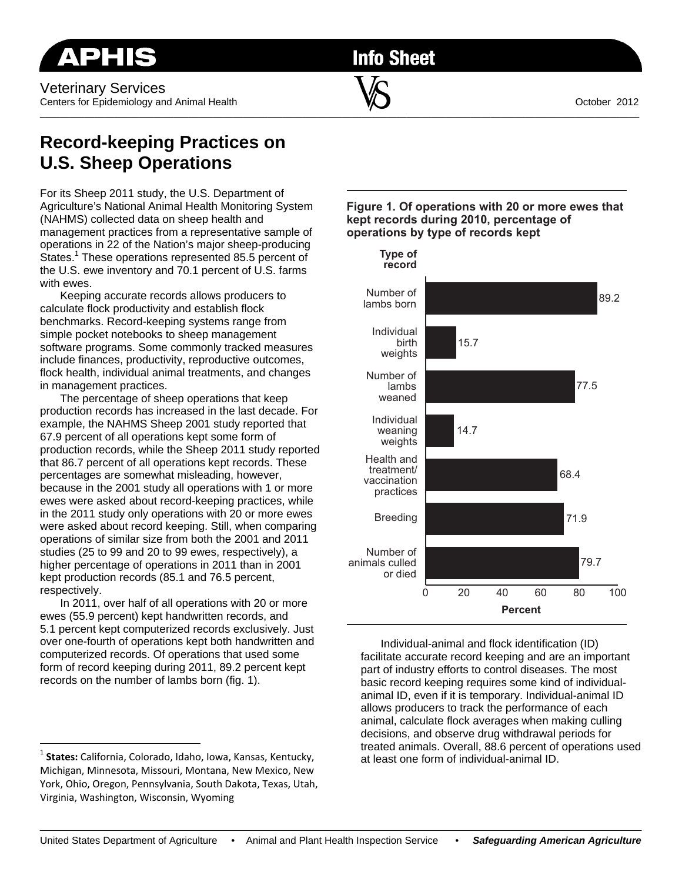# APHIS Info Sheet

Veterinary Services
Centers for Epidemiology and Animal Health

October 2012

## Record-keeping Practices on U.S. Sheep Operations

For its Sheep 2011 study, the U.S. Department of Agriculture's National Animal Health Monitoring System (NAHMS) collected data on sheep health and management practices from a representative sample of operations in 22 of the Nation's major sheep-producing States.[1] These operations represented 85.5 percent of the U.S. ewe inventory and 70.1 percent of U.S. farms with ewes.

Keeping accurate records allows producers to calculate flock productivity and establish flock benchmarks. Record-keeping systems range from simple pocket notebooks to sheep management software programs. Some commonly tracked measures include finances, productivity, reproductive outcomes, flock health, individual animal treatments, and changes in management practices.

The percentage of sheep operations that keep production records has increased in the last decade. For example, the NAHMS Sheep 2001 study reported that 67.9 percent of all operations kept some form of production records, while the Sheep 2011 study reported that 86.7 percent of all operations kept records. These percentages are somewhat misleading, however, because in the 2001 study all operations with 1 or more ewes were asked about record-keeping practices, while in the 2011 study only operations with 20 or more ewes were asked about record keeping. Still, when comparing operations of similar size from both the 2001 and 2011 studies (25 to 99 and 20 to 99 ewes, respectively), a higher percentage of operations in 2011 than in 2001 kept production records (85.1 and 76.5 percent, respectively.

In 2011, over half of all operations with 20 or more ewes (55.9 percent) kept handwritten records, and 5.1 percent kept computerized records exclusively. Just over one-fourth of operations kept both handwritten and computerized records. Of operations that used some form of record keeping during 2011, 89.2 percent kept records on the number of lambs born (fig. 1).

**Figure 1. Of operations with 20 or more ewes that kept records during 2010, percentage of operations by type of records kept**

| Type of record | Percent |
| --- | --- |
| Number of lambs born | 89.2 |
| Individual birth weights | 15.7 |
| Number of lambs weaned | 77.5 |
| Individual weaning weights | 14.7 |
| Health and treatment/vaccination practices | 68.4 |
| Breeding | 71.9 |
| Number of animals culled or died | 79.7 |

Individual-animal and flock identification (ID) facilitate accurate record keeping and are an important part of industry efforts to control diseases. The most basic record keeping requires some kind of individual-animal ID, even if it is temporary. Individual-animal ID allows producers to track the performance of each animal, calculate flock averages when making culling decisions, and observe drug withdrawal periods for treated animals. Overall, 88.6 percent of operations used at least one form of individual-animal ID.

[1] **States:** California, Colorado, Idaho, Iowa, Kansas, Kentucky, Michigan, Minnesota, Missouri, Montana, New Mexico, New York, Ohio, Oregon, Pennsylvania, South Dakota, Texas, Utah, Virginia, Washington, Wisconsin, Wyoming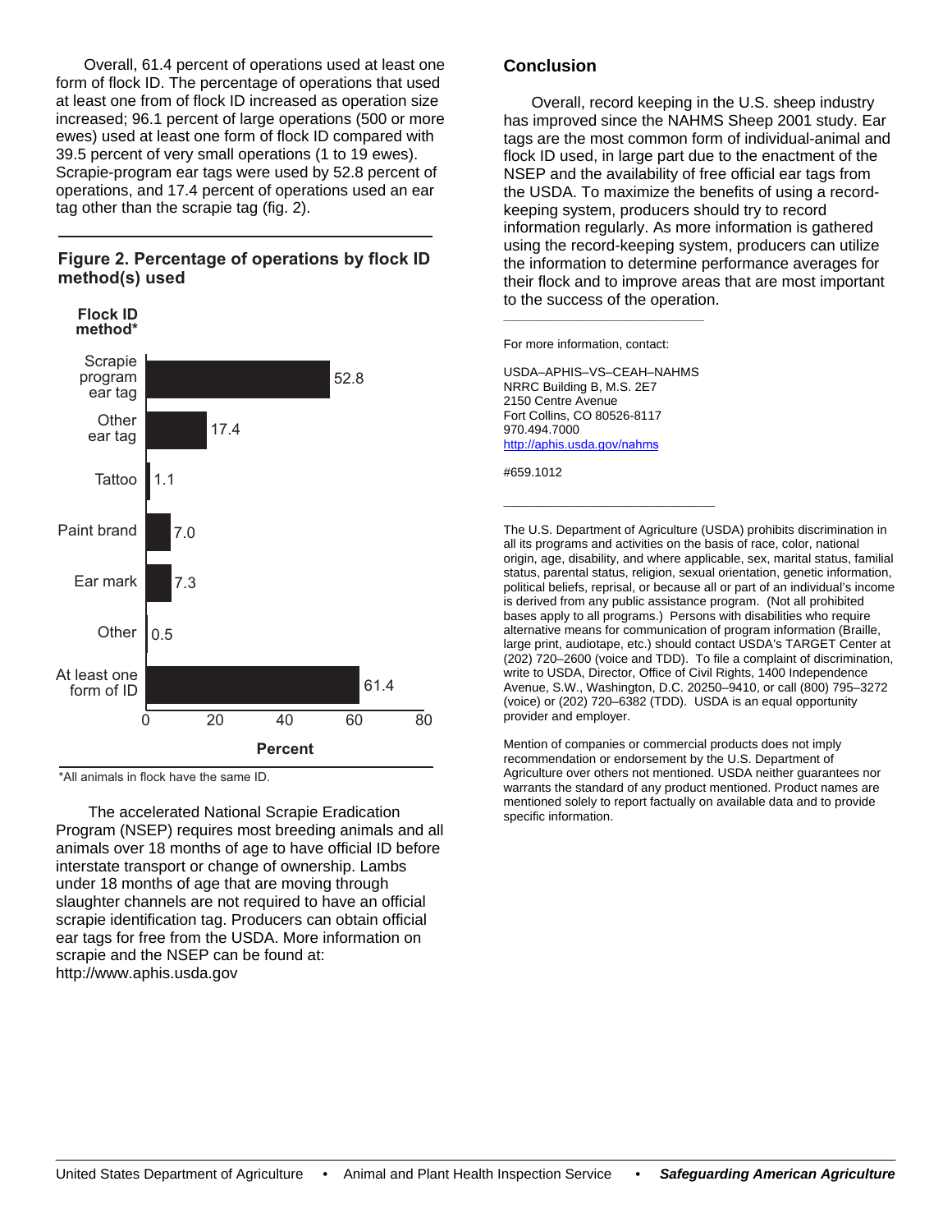Overall, 61.4 percent of operations used at least one form of flock ID. The percentage of operations that used at least one from of flock ID increased as operation size increased; 96.1 percent of large operations (500 or more ewes) used at least one form of flock ID compared with 39.5 percent of very small operations (1 to 19 ewes). Scrapie-program ear tags were used by 52.8 percent of operations, and 17.4 percent of operations used an ear tag other than the scrapie tag (fig. 2).

**Figure 2. Percentage of operations by flock ID method(s) used**

Flock ID method*

Scrapie program ear tag 52.8
Other ear tag 17.4
Tattoo 1.1
Paint brand 7.0
Ear mark 7.3
Other 0.5
At least one form of ID 61.4

0 20 40 60 80

Percent

*All animals in flock have the same ID.

The accelerated National Scrapie Eradication Program (NSEP) requires most breeding animals and all animals over 18 months of age to have official ID before interstate transport or change of ownership. Lambs under 18 months of age that are moving through slaughter channels are not required to have an official scrapie identification tag. Producers can obtain official ear tags for free from the USDA. More information on scrapie and the NSEP can be found at: http://www.aphis.usda.gov

## Conclusion

Overall, record keeping in the U.S. sheep industry has improved since the NAHMS Sheep 2001 study. Ear tags are the most common form of individual-animal and flock ID used, in large part due to the enactment of the NSEP and the availability of free official ear tags from the USDA. To maximize the benefits of using a record-keeping system, producers should try to record information regularly. As more information is gathered using the record-keeping system, producers can utilize the information to determine performance averages for their flock and to improve areas that are most important to the success of the operation.

For more information, contact:

USDA–APHIS–VS–CEAH–NAHMS
NRRC Building B, M.S. 2E7
2150 Centre Avenue
Fort Collins, CO 80526-8117
970.494.7000
http://aphis.usda.gov/nahms

#659.1012

The U.S. Department of Agriculture (USDA) prohibits discrimination in all its programs and activities on the basis of race, color, national origin, age, disability, and where applicable, sex, marital status, familial status, parental status, religion, sexual orientation, genetic information, political beliefs, reprisal, or because all or part of an individual's income is derived from any public assistance program. (Not all prohibited bases apply to all programs.) Persons with disabilities who require alternative means for communication of program information (Braille, large print, audiotape, etc.) should contact USDA's TARGET Center at (202) 720–2600 (voice and TDD). To file a complaint of discrimination, write to USDA, Director, Office of Civil Rights, 1400 Independence Avenue, S.W., Washington, D.C. 20250–9410, or call (800) 795–3272 (voice) or (202) 720–6382 (TDD). USDA is an equal opportunity provider and employer.

Mention of companies or commercial products does not imply recommendation or endorsement by the U.S. Department of Agriculture over others not mentioned. USDA neither guarantees nor warrants the standard of any product mentioned. Product names are mentioned solely to report factually on available data and to provide specific information.